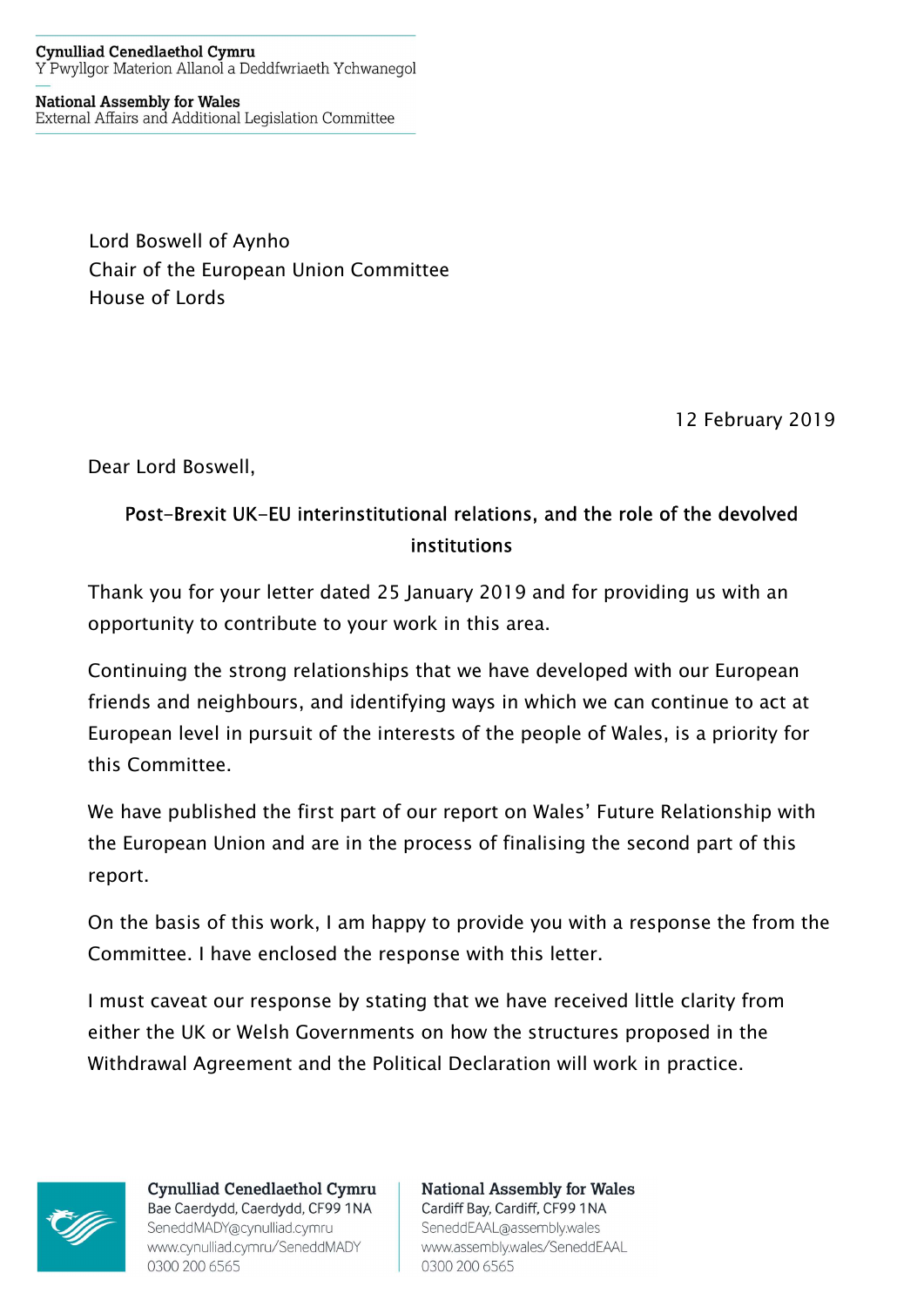**Cynulliad Cenedlaethol Cymru**
Y Pwyllgor Materion Allanol a Deddfwriaeth Ychwanegol

**National Assembly for Wales**
External Affairs and Additional Legislation Committee

Lord Boswell of Aynho
Chair of the European Union Committee
House of Lords

12 February 2019

Dear Lord Boswell,

**Post-Brexit UK-EU interinstitutional relations, and the role of the devolved institutions**

Thank you for your letter dated 25 January 2019 and for providing us with an opportunity to contribute to your work in this area.

Continuing the strong relationships that we have developed with our European friends and neighbours, and identifying ways in which we can continue to act at European level in pursuit of the interests of the people of Wales, is a priority for this Committee.

We have published the first part of our report on Wales' Future Relationship with the European Union and are in the process of finalising the second part of this report.

On the basis of this work, I am happy to provide you with a response the from the Committee. I have enclosed the response with this letter.

I must caveat our response by stating that we have received little clarity from either the UK or Welsh Governments on how the structures proposed in the Withdrawal Agreement and the Political Declaration will work in practice.

**Cynulliad Cenedlaethol Cymru**
Bae Caerdydd, Caerdydd, CF99 1NA
SeneddMADY@cynulliad.cymru
www.cynulliad.cymru/SeneddMADY
0300 200 6565

**National Assembly for Wales**
Cardiff Bay, Cardiff, CF99 1NA
SeneddEAAL@assembly.wales
www.assembly.wales/SeneddEAAL
0300 200 6565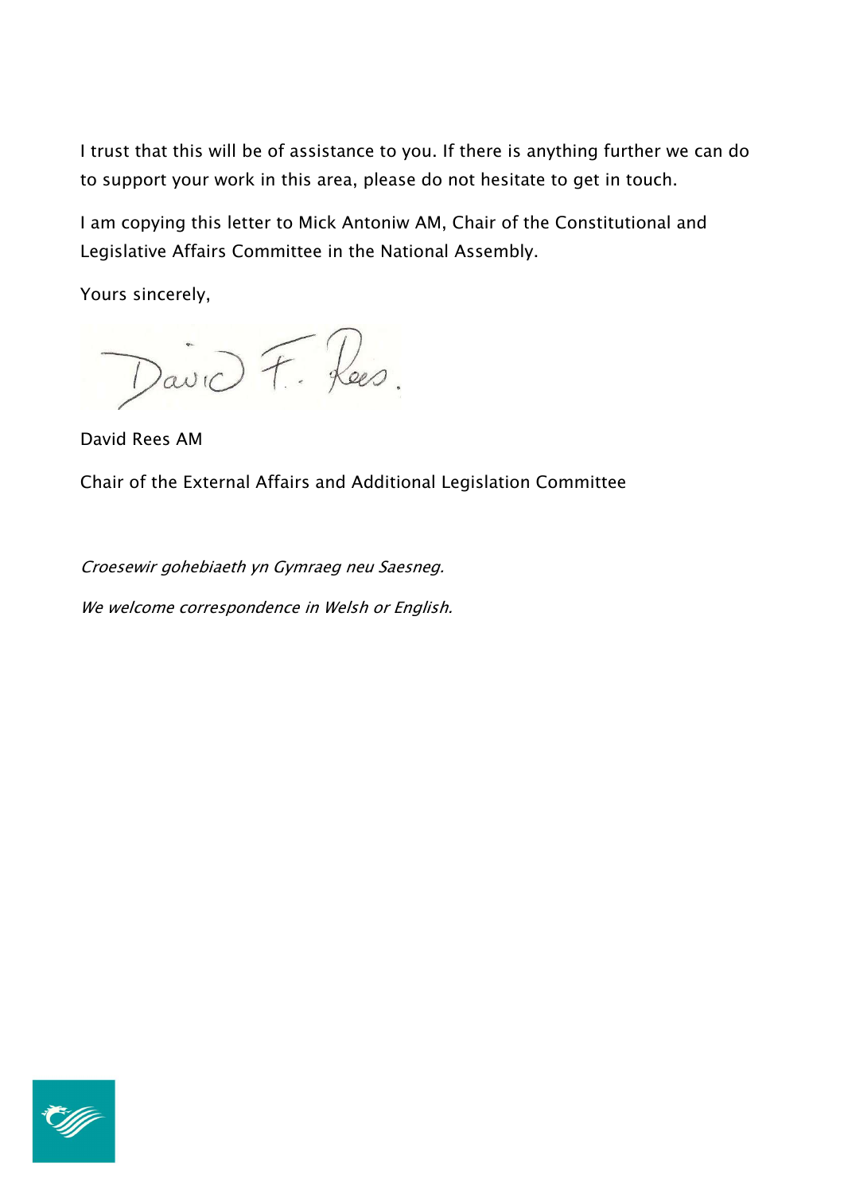I trust that this will be of assistance to you. If there is anything further we can do to support your work in this area, please do not hesitate to get in touch.

I am copying this letter to Mick Antoniw AM, Chair of the Constitutional and Legislative Affairs Committee in the National Assembly.

Yours sincerely,

David Rees AM

Chair of the External Affairs and Additional Legislation Committee

*Croesewir gohebiaeth yn Gymraeg neu Saesneg.*

*We welcome correspondence in Welsh or English.*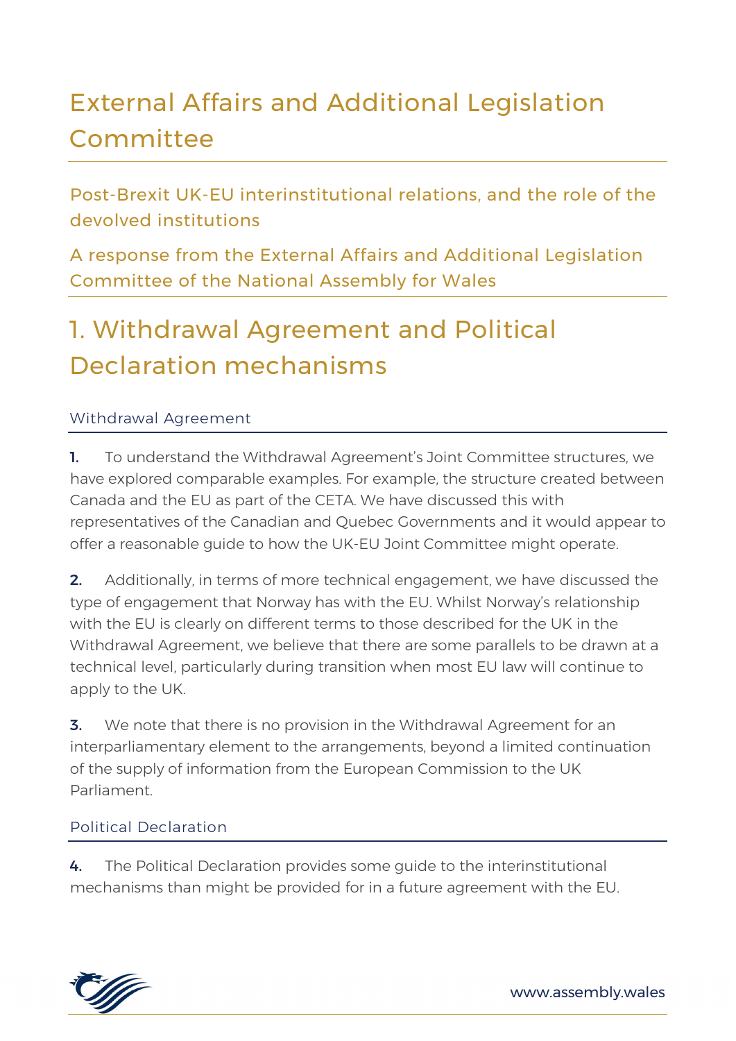# External Affairs and Additional Legislation Committee

## Post-Brexit UK-EU interinstitutional relations, and the role of the devolved institutions

## A response from the External Affairs and Additional Legislation Committee of the National Assembly for Wales

# 1. Withdrawal Agreement and Political Declaration mechanisms

### Withdrawal Agreement

**1.** To understand the Withdrawal Agreement's Joint Committee structures, we have explored comparable examples. For example, the structure created between Canada and the EU as part of the CETA. We have discussed this with representatives of the Canadian and Quebec Governments and it would appear to offer a reasonable guide to how the UK-EU Joint Committee might operate.

**2.** Additionally, in terms of more technical engagement, we have discussed the type of engagement that Norway has with the EU. Whilst Norway's relationship with the EU is clearly on different terms to those described for the UK in the Withdrawal Agreement, we believe that there are some parallels to be drawn at a technical level, particularly during transition when most EU law will continue to apply to the UK.

**3.** We note that there is no provision in the Withdrawal Agreement for an interparliamentary element to the arrangements, beyond a limited continuation of the supply of information from the European Commission to the UK Parliament.

### Political Declaration

**4.** The Political Declaration provides some guide to the interinstitutional mechanisms than might be provided for in a future agreement with the EU.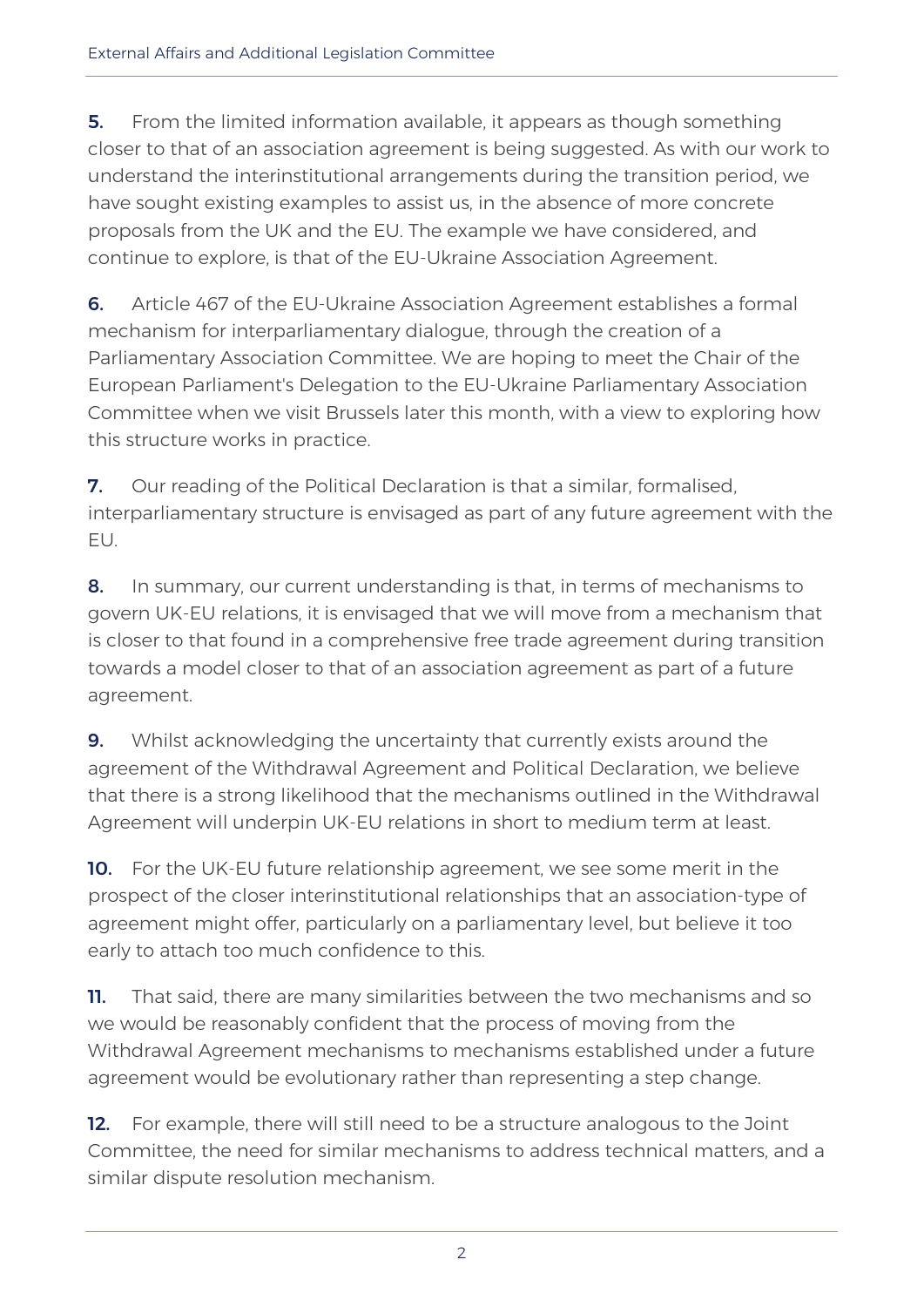**5.** From the limited information available, it appears as though something closer to that of an association agreement is being suggested. As with our work to understand the interinstitutional arrangements during the transition period, we have sought existing examples to assist us, in the absence of more concrete proposals from the UK and the EU. The example we have considered, and continue to explore, is that of the EU-Ukraine Association Agreement.

**6.** Article 467 of the EU-Ukraine Association Agreement establishes a formal mechanism for interparliamentary dialogue, through the creation of a Parliamentary Association Committee. We are hoping to meet the Chair of the European Parliament's Delegation to the EU-Ukraine Parliamentary Association Committee when we visit Brussels later this month, with a view to exploring how this structure works in practice.

**7.** Our reading of the Political Declaration is that a similar, formalised, interparliamentary structure is envisaged as part of any future agreement with the EU.

**8.** In summary, our current understanding is that, in terms of mechanisms to govern UK-EU relations, it is envisaged that we will move from a mechanism that is closer to that found in a comprehensive free trade agreement during transition towards a model closer to that of an association agreement as part of a future agreement.

**9.** Whilst acknowledging the uncertainty that currently exists around the agreement of the Withdrawal Agreement and Political Declaration, we believe that there is a strong likelihood that the mechanisms outlined in the Withdrawal Agreement will underpin UK-EU relations in short to medium term at least.

**10.** For the UK-EU future relationship agreement, we see some merit in the prospect of the closer interinstitutional relationships that an association-type of agreement might offer, particularly on a parliamentary level, but believe it too early to attach too much confidence to this.

**11.** That said, there are many similarities between the two mechanisms and so we would be reasonably confident that the process of moving from the Withdrawal Agreement mechanisms to mechanisms established under a future agreement would be evolutionary rather than representing a step change.

**12.** For example, there will still need to be a structure analogous to the Joint Committee, the need for similar mechanisms to address technical matters, and a similar dispute resolution mechanism.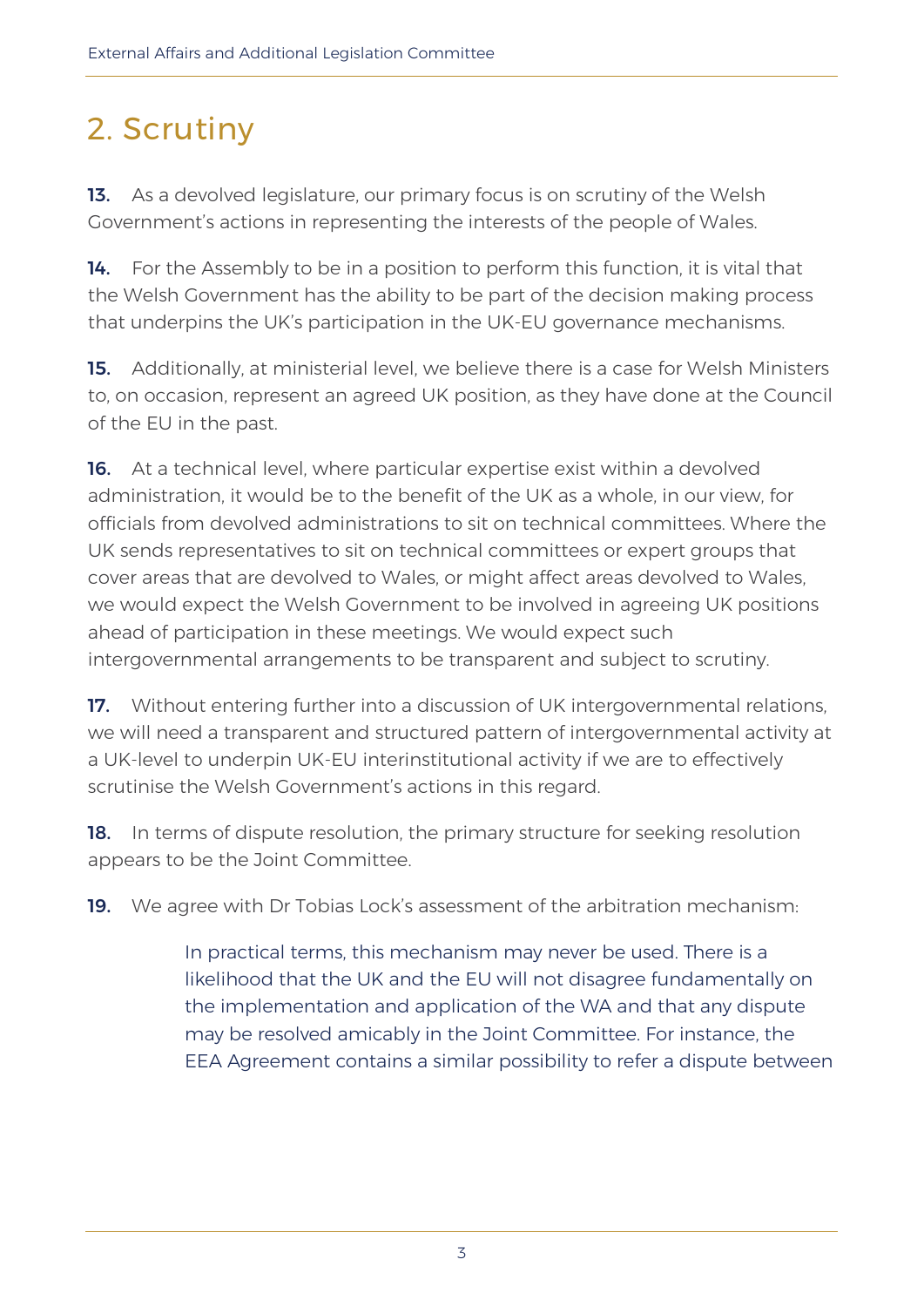## 2. Scrutiny

**13.** As a devolved legislature, our primary focus is on scrutiny of the Welsh Government's actions in representing the interests of the people of Wales.

**14.** For the Assembly to be in a position to perform this function, it is vital that the Welsh Government has the ability to be part of the decision making process that underpins the UK's participation in the UK-EU governance mechanisms.

**15.** Additionally, at ministerial level, we believe there is a case for Welsh Ministers to, on occasion, represent an agreed UK position, as they have done at the Council of the EU in the past.

**16.** At a technical level, where particular expertise exist within a devolved administration, it would be to the benefit of the UK as a whole, in our view, for officials from devolved administrations to sit on technical committees. Where the UK sends representatives to sit on technical committees or expert groups that cover areas that are devolved to Wales, or might affect areas devolved to Wales, we would expect the Welsh Government to be involved in agreeing UK positions ahead of participation in these meetings. We would expect such intergovernmental arrangements to be transparent and subject to scrutiny.

**17.** Without entering further into a discussion of UK intergovernmental relations, we will need a transparent and structured pattern of intergovernmental activity at a UK-level to underpin UK-EU interinstitutional activity if we are to effectively scrutinise the Welsh Government's actions in this regard.

**18.** In terms of dispute resolution, the primary structure for seeking resolution appears to be the Joint Committee.

**19.** We agree with Dr Tobias Lock's assessment of the arbitration mechanism:

> In practical terms, this mechanism may never be used. There is a likelihood that the UK and the EU will not disagree fundamentally on the implementation and application of the WA and that any dispute may be resolved amicably in the Joint Committee. For instance, the EEA Agreement contains a similar possibility to refer a dispute between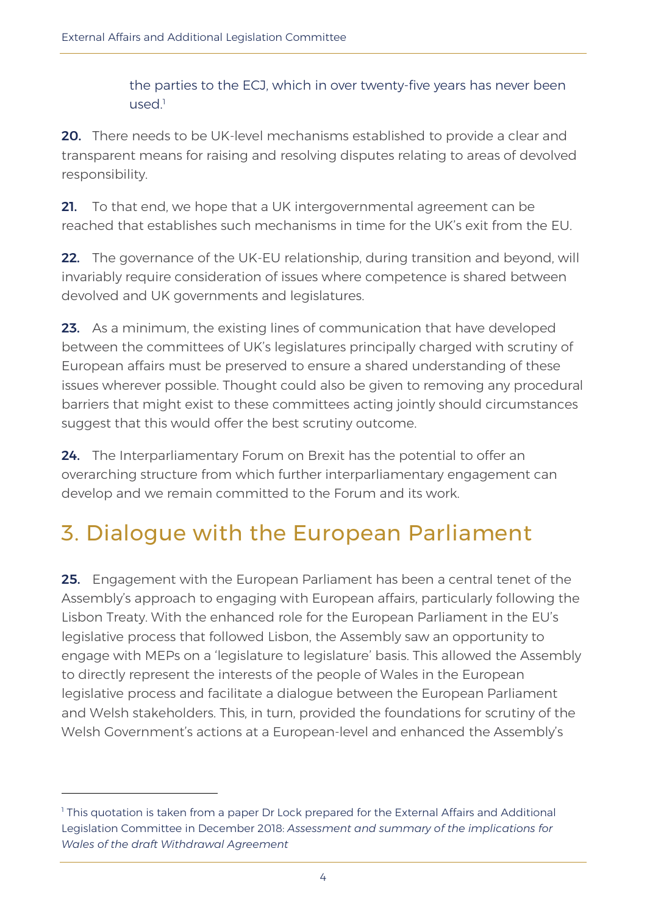the parties to the ECJ, which in over twenty-five years has never been used.[1]

**20.** There needs to be UK-level mechanisms established to provide a clear and transparent means for raising and resolving disputes relating to areas of devolved responsibility.

**21.** To that end, we hope that a UK intergovernmental agreement can be reached that establishes such mechanisms in time for the UK's exit from the EU.

**22.** The governance of the UK-EU relationship, during transition and beyond, will invariably require consideration of issues where competence is shared between devolved and UK governments and legislatures.

**23.** As a minimum, the existing lines of communication that have developed between the committees of UK's legislatures principally charged with scrutiny of European affairs must be preserved to ensure a shared understanding of these issues wherever possible. Thought could also be given to removing any procedural barriers that might exist to these committees acting jointly should circumstances suggest that this would offer the best scrutiny outcome.

**24.** The Interparliamentary Forum on Brexit has the potential to offer an overarching structure from which further interparliamentary engagement can develop and we remain committed to the Forum and its work.

## 3. Dialogue with the European Parliament

**25.** Engagement with the European Parliament has been a central tenet of the Assembly's approach to engaging with European affairs, particularly following the Lisbon Treaty. With the enhanced role for the European Parliament in the EU's legislative process that followed Lisbon, the Assembly saw an opportunity to engage with MEPs on a 'legislature to legislature' basis. This allowed the Assembly to directly represent the interests of the people of Wales in the European legislative process and facilitate a dialogue between the European Parliament and Welsh stakeholders. This, in turn, provided the foundations for scrutiny of the Welsh Government's actions at a European-level and enhanced the Assembly's

---

[1] This quotation is taken from a paper Dr Lock prepared for the External Affairs and Additional Legislation Committee in December 2018: *Assessment and summary of the implications for Wales of the draft Withdrawal Agreement*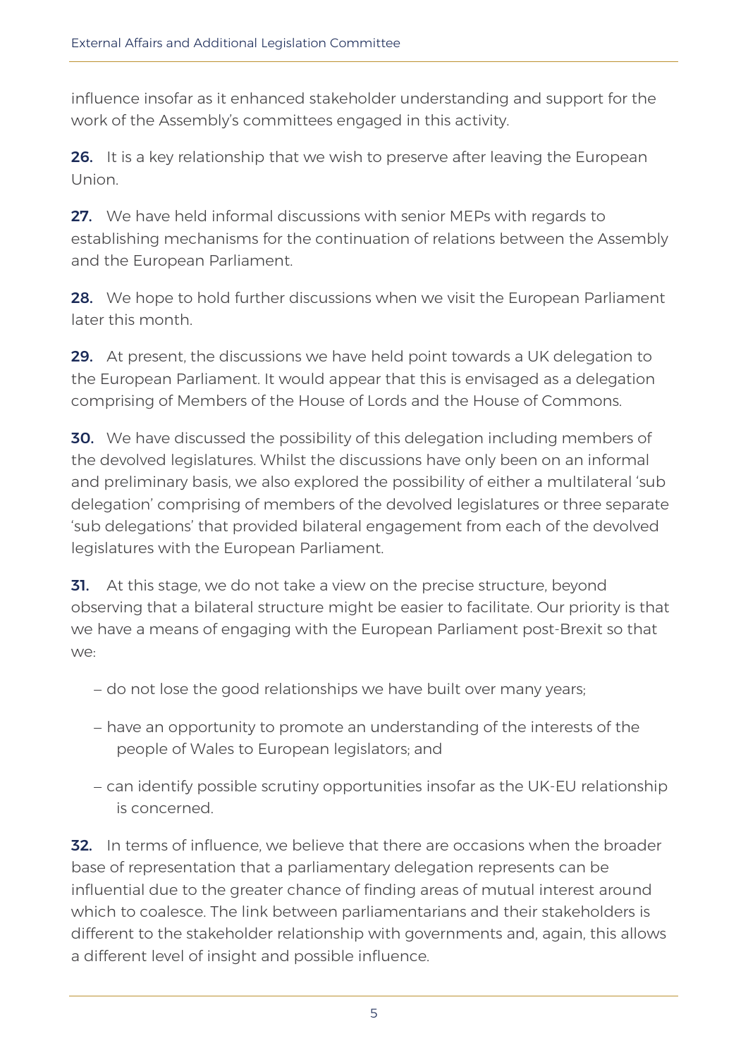influence insofar as it enhanced stakeholder understanding and support for the work of the Assembly's committees engaged in this activity.

**26.** It is a key relationship that we wish to preserve after leaving the European Union.

**27.** We have held informal discussions with senior MEPs with regards to establishing mechanisms for the continuation of relations between the Assembly and the European Parliament.

**28.** We hope to hold further discussions when we visit the European Parliament later this month.

**29.** At present, the discussions we have held point towards a UK delegation to the European Parliament. It would appear that this is envisaged as a delegation comprising of Members of the House of Lords and the House of Commons.

**30.** We have discussed the possibility of this delegation including members of the devolved legislatures. Whilst the discussions have only been on an informal and preliminary basis, we also explored the possibility of either a multilateral 'sub delegation' comprising of members of the devolved legislatures or three separate 'sub delegations' that provided bilateral engagement from each of the devolved legislatures with the European Parliament.

**31.** At this stage, we do not take a view on the precise structure, beyond observing that a bilateral structure might be easier to facilitate. Our priority is that we have a means of engaging with the European Parliament post-Brexit so that we:

- do not lose the good relationships we have built over many years;
- have an opportunity to promote an understanding of the interests of the people of Wales to European legislators; and
- can identify possible scrutiny opportunities insofar as the UK-EU relationship is concerned.

**32.** In terms of influence, we believe that there are occasions when the broader base of representation that a parliamentary delegation represents can be influential due to the greater chance of finding areas of mutual interest around which to coalesce. The link between parliamentarians and their stakeholders is different to the stakeholder relationship with governments and, again, this allows a different level of insight and possible influence.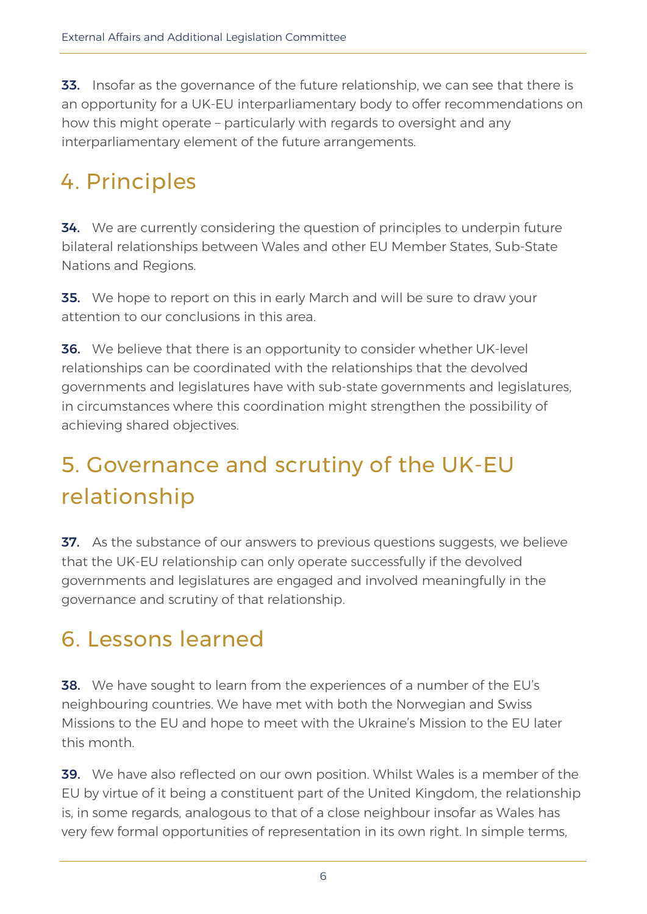**33.** Insofar as the governance of the future relationship, we can see that there is an opportunity for a UK-EU interparliamentary body to offer recommendations on how this might operate – particularly with regards to oversight and any interparliamentary element of the future arrangements.

## 4. Principles

**34.** We are currently considering the question of principles to underpin future bilateral relationships between Wales and other EU Member States, Sub-State Nations and Regions.

**35.** We hope to report on this in early March and will be sure to draw your attention to our conclusions in this area.

**36.** We believe that there is an opportunity to consider whether UK-level relationships can be coordinated with the relationships that the devolved governments and legislatures have with sub-state governments and legislatures, in circumstances where this coordination might strengthen the possibility of achieving shared objectives.

## 5. Governance and scrutiny of the UK-EU relationship

**37.** As the substance of our answers to previous questions suggests, we believe that the UK-EU relationship can only operate successfully if the devolved governments and legislatures are engaged and involved meaningfully in the governance and scrutiny of that relationship.

## 6. Lessons learned

**38.** We have sought to learn from the experiences of a number of the EU's neighbouring countries. We have met with both the Norwegian and Swiss Missions to the EU and hope to meet with the Ukraine's Mission to the EU later this month.

**39.** We have also reflected on our own position. Whilst Wales is a member of the EU by virtue of it being a constituent part of the United Kingdom, the relationship is, in some regards, analogous to that of a close neighbour insofar as Wales has very few formal opportunities of representation in its own right. In simple terms,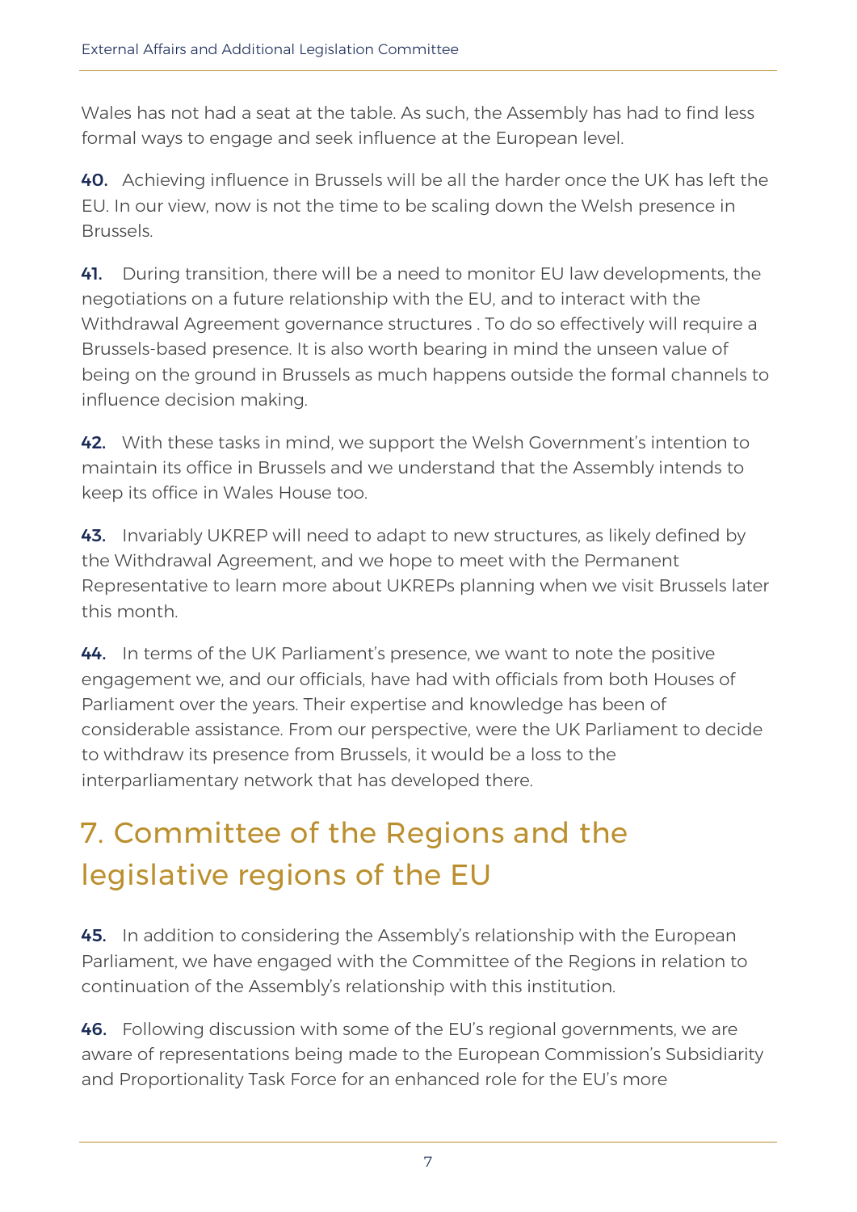Wales has not had a seat at the table. As such, the Assembly has had to find less formal ways to engage and seek influence at the European level.

**40.** Achieving influence in Brussels will be all the harder once the UK has left the EU. In our view, now is not the time to be scaling down the Welsh presence in Brussels.

**41.** During transition, there will be a need to monitor EU law developments, the negotiations on a future relationship with the EU, and to interact with the Withdrawal Agreement governance structures . To do so effectively will require a Brussels-based presence. It is also worth bearing in mind the unseen value of being on the ground in Brussels as much happens outside the formal channels to influence decision making.

**42.** With these tasks in mind, we support the Welsh Government's intention to maintain its office in Brussels and we understand that the Assembly intends to keep its office in Wales House too.

**43.** Invariably UKREP will need to adapt to new structures, as likely defined by the Withdrawal Agreement, and we hope to meet with the Permanent Representative to learn more about UKREPs planning when we visit Brussels later this month.

**44.** In terms of the UK Parliament's presence, we want to note the positive engagement we, and our officials, have had with officials from both Houses of Parliament over the years. Their expertise and knowledge has been of considerable assistance. From our perspective, were the UK Parliament to decide to withdraw its presence from Brussels, it would be a loss to the interparliamentary network that has developed there.

# 7. Committee of the Regions and the legislative regions of the EU

**45.** In addition to considering the Assembly's relationship with the European Parliament, we have engaged with the Committee of the Regions in relation to continuation of the Assembly's relationship with this institution.

**46.** Following discussion with some of the EU's regional governments, we are aware of representations being made to the European Commission's Subsidiarity and Proportionality Task Force for an enhanced role for the EU's more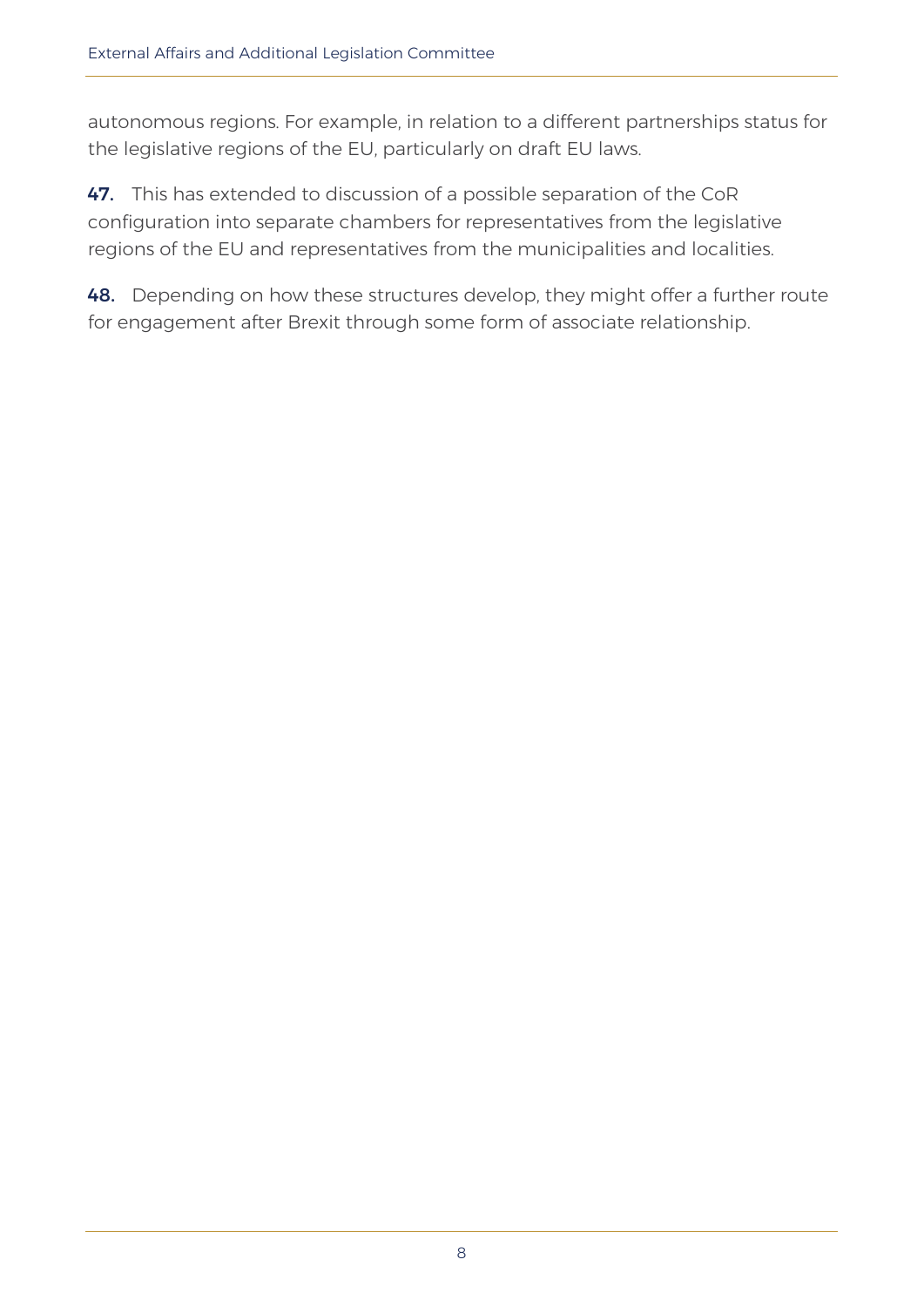autonomous regions. For example, in relation to a different partnerships status for the legislative regions of the EU, particularly on draft EU laws.

**47.** This has extended to discussion of a possible separation of the CoR configuration into separate chambers for representatives from the legislative regions of the EU and representatives from the municipalities and localities.

**48.** Depending on how these structures develop, they might offer a further route for engagement after Brexit through some form of associate relationship.